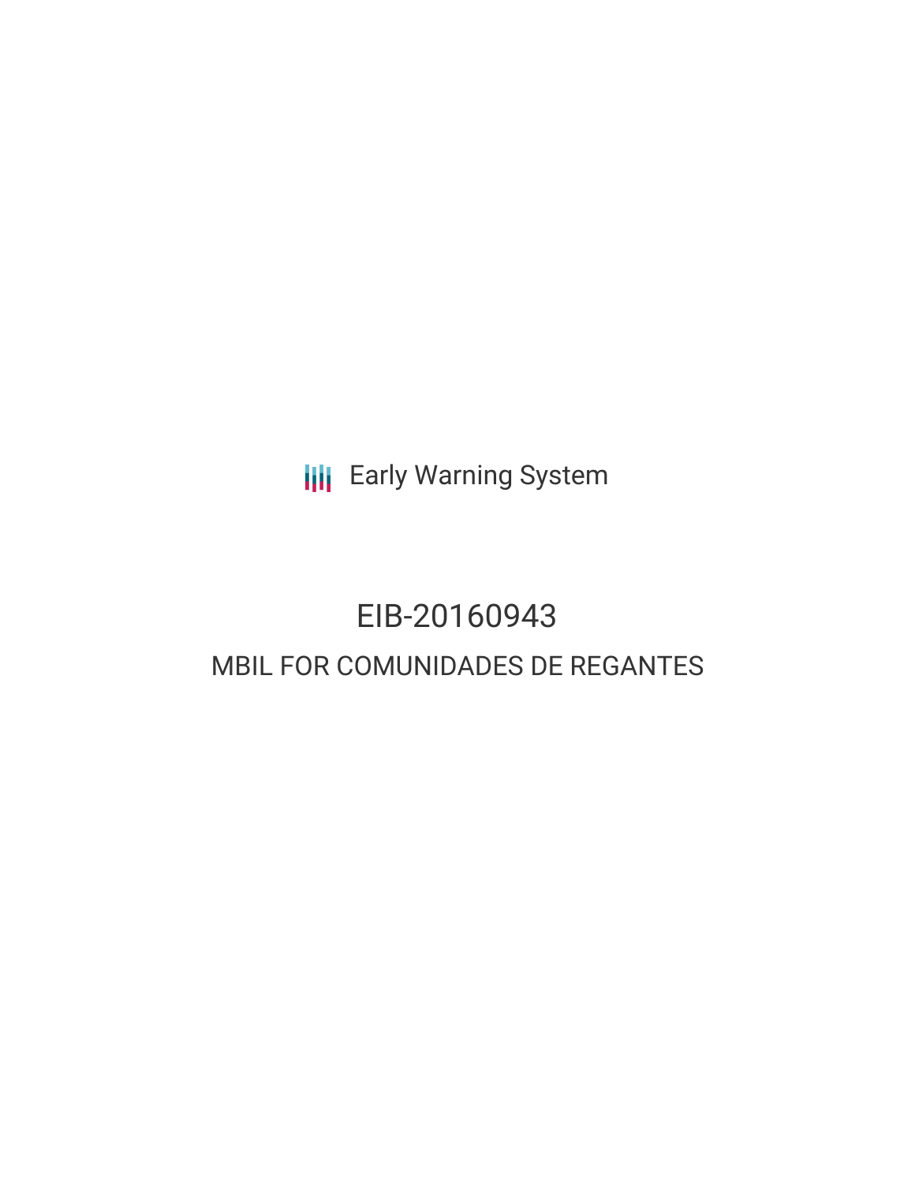Early Warning System

# EIB-20160943

## MBIL FOR COMUNIDADES DE REGANTES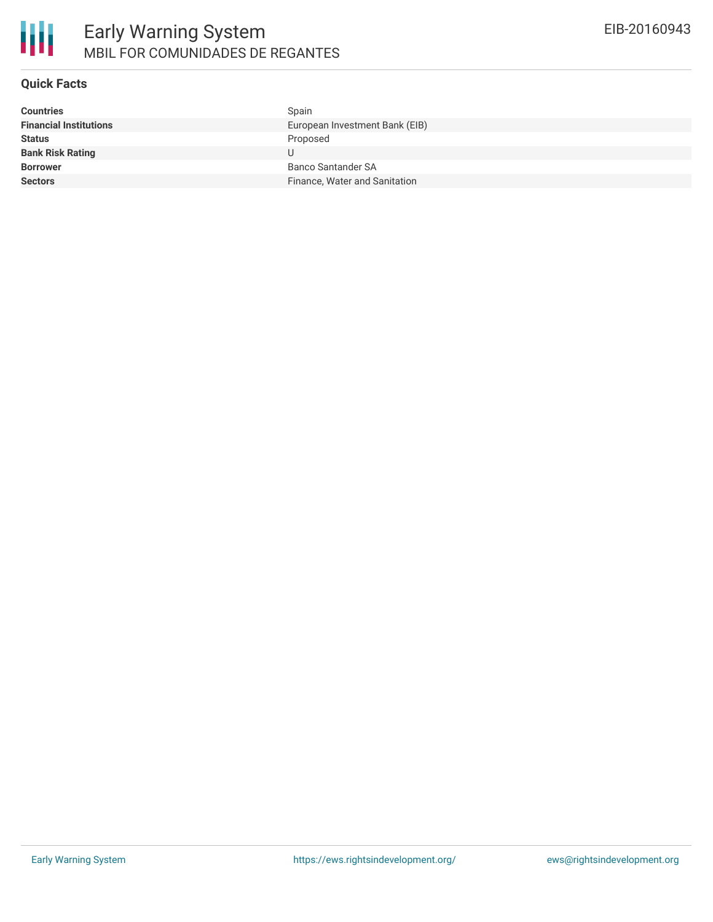# Early Warning System

## MBIL FOR COMUNIDADES DE REGANTES

EIB-20160943

### Quick Facts

| | |
|---|---|
| **Countries** | Spain |
| **Financial Institutions** | European Investment Bank (EIB) |
| **Status** | Proposed |
| **Bank Risk Rating** | U |
| **Borrower** | Banco Santander SA |
| **Sectors** | Finance, Water and Sanitation |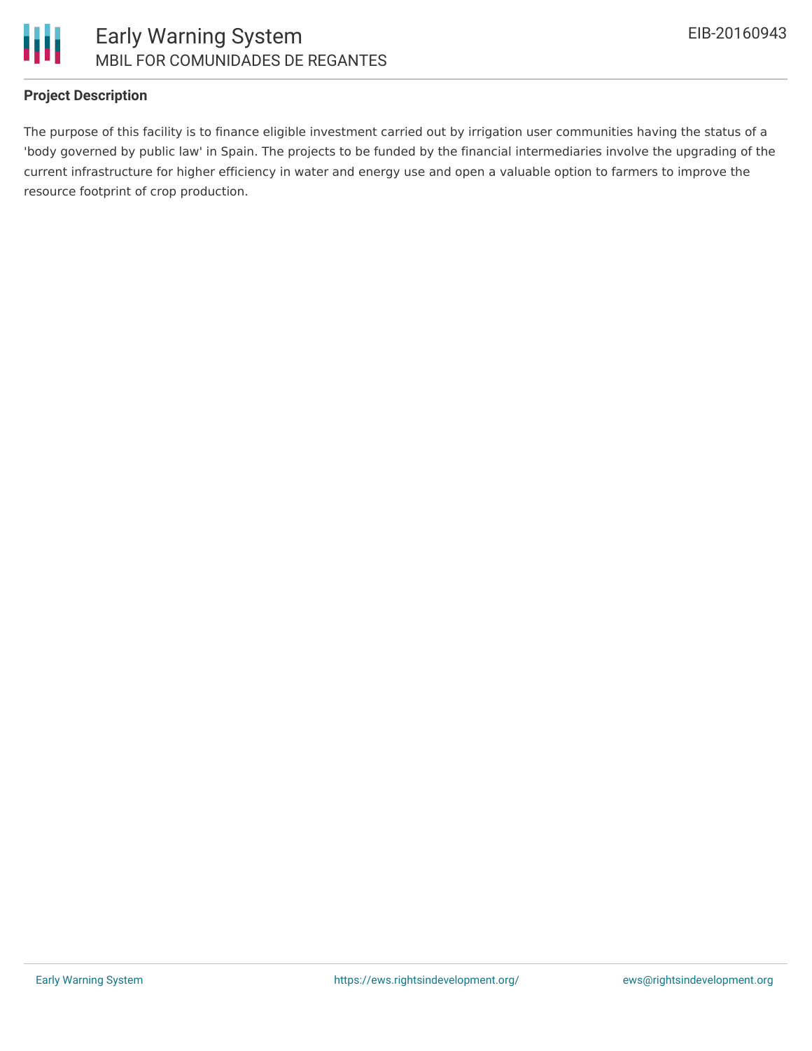### Project Description

The purpose of this facility is to finance eligible investment carried out by irrigation user communities having the status of a 'body governed by public law' in Spain. The projects to be funded by the financial intermediaries involve the upgrading of the current infrastructure for higher efficiency in water and energy use and open a valuable option to farmers to improve the resource footprint of crop production.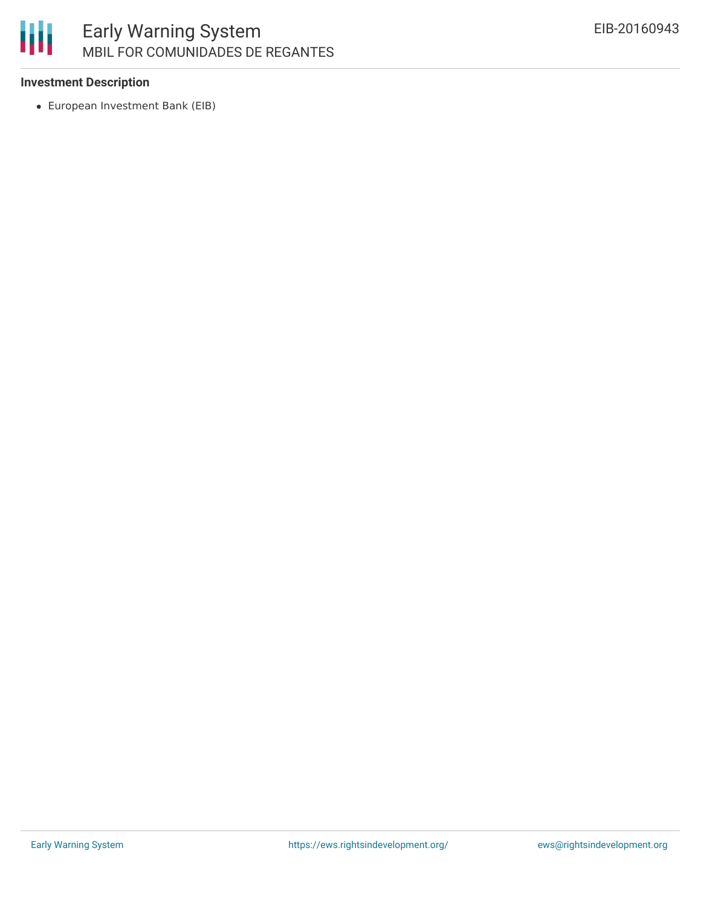**Investment Description**

- European Investment Bank (EIB)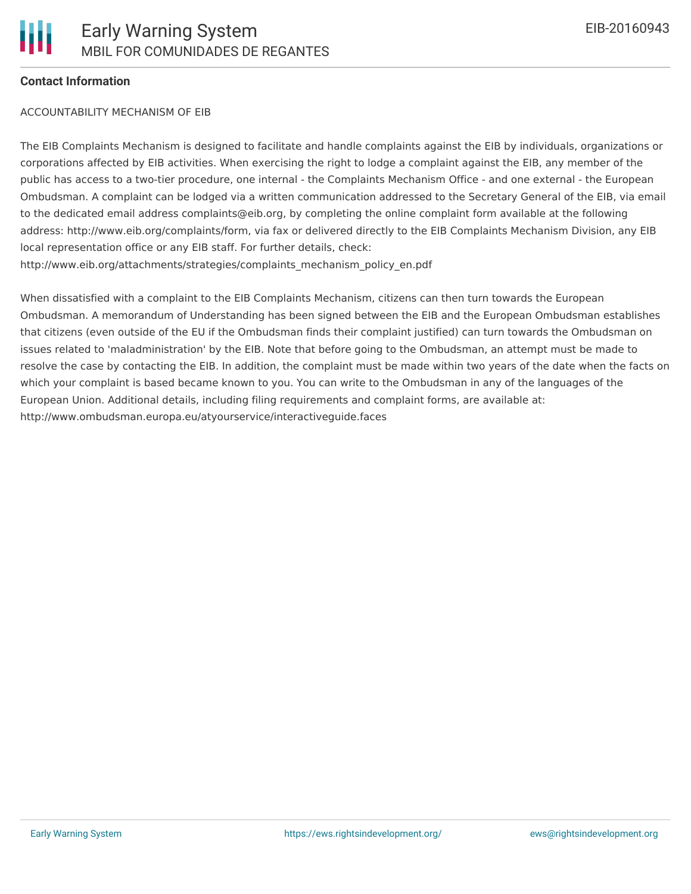**Contact Information**

ACCOUNTABILITY MECHANISM OF EIB

The EIB Complaints Mechanism is designed to facilitate and handle complaints against the EIB by individuals, organizations or corporations affected by EIB activities. When exercising the right to lodge a complaint against the EIB, any member of the public has access to a two-tier procedure, one internal - the Complaints Mechanism Office - and one external - the European Ombudsman. A complaint can be lodged via a written communication addressed to the Secretary General of the EIB, via email to the dedicated email address complaints@eib.org, by completing the online complaint form available at the following address: http://www.eib.org/complaints/form, via fax or delivered directly to the EIB Complaints Mechanism Division, any EIB local representation office or any EIB staff. For further details, check: http://www.eib.org/attachments/strategies/complaints_mechanism_policy_en.pdf

When dissatisfied with a complaint to the EIB Complaints Mechanism, citizens can then turn towards the European Ombudsman. A memorandum of Understanding has been signed between the EIB and the European Ombudsman establishes that citizens (even outside of the EU if the Ombudsman finds their complaint justified) can turn towards the Ombudsman on issues related to 'maladministration' by the EIB. Note that before going to the Ombudsman, an attempt must be made to resolve the case by contacting the EIB. In addition, the complaint must be made within two years of the date when the facts on which your complaint is based became known to you. You can write to the Ombudsman in any of the languages of the European Union. Additional details, including filing requirements and complaint forms, are available at: http://www.ombudsman.europa.eu/atyourservice/interactiveguide.faces